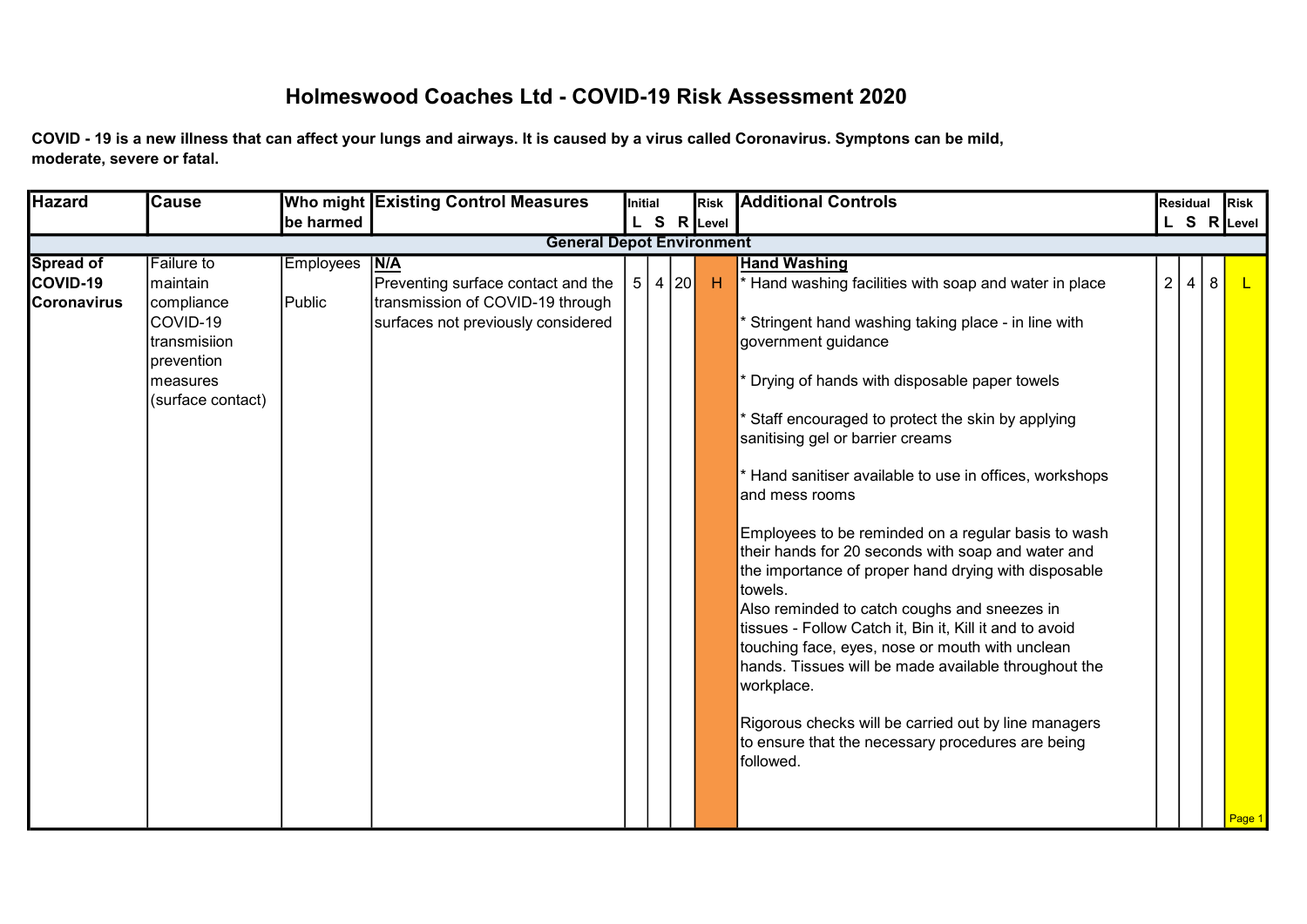# Holmeswood Coaches Ltd - COVID-19 Risk Assessment 2020

**COVID - 19 is a new illness that can affect your lungs and airways. It is caused by a virus called Coronavirus. Symptons can be mild, moderate, severe or fatal.**

| Hazard | Cause | Who might be harmed | Existing Control Measures | Initial L | Initial S | Initial R | Risk Level | Additional Controls | Residual L | Residual S | Residual R | Risk Level |
|---|---|---|---|---|---|---|---|---|---|---|---|---|
| **General Depot Environment** | | | | | | | | | | | | |
| **Spread of COVID-19 Coronavirus** | Failure to maintain compliance COVID-19 transmisiion prevention measures (surface contact) | Employees<br><br>Public | **N/A**<br>Preventing surface contact and the transmission of COVID-19 through surfaces not previously considered | 5 | 4 | 20 | H | **Hand Washing**<br>* Hand washing facilities with soap and water in place<br><br>* Stringent hand washing taking place - in line with government guidance<br><br>* Drying of hands with disposable paper towels<br><br>* Staff encouraged to protect the skin by applying sanitising gel or barrier creams<br><br>* Hand sanitiser available to use in offices, workshops and mess rooms<br><br>Employees to be reminded on a regular basis to wash their hands for 20 seconds with soap and water and the importance of proper hand drying with disposable towels.<br>Also reminded to catch coughs and sneezes in tissues - Follow Catch it, Bin it, Kill it and to avoid touching face, eyes, nose or mouth with unclean hands. Tissues will be made available throughout the workplace.<br><br>Rigorous checks will be carried out by line managers to ensure that the necessary procedures are being followed. | 2 | 4 | 8 | L |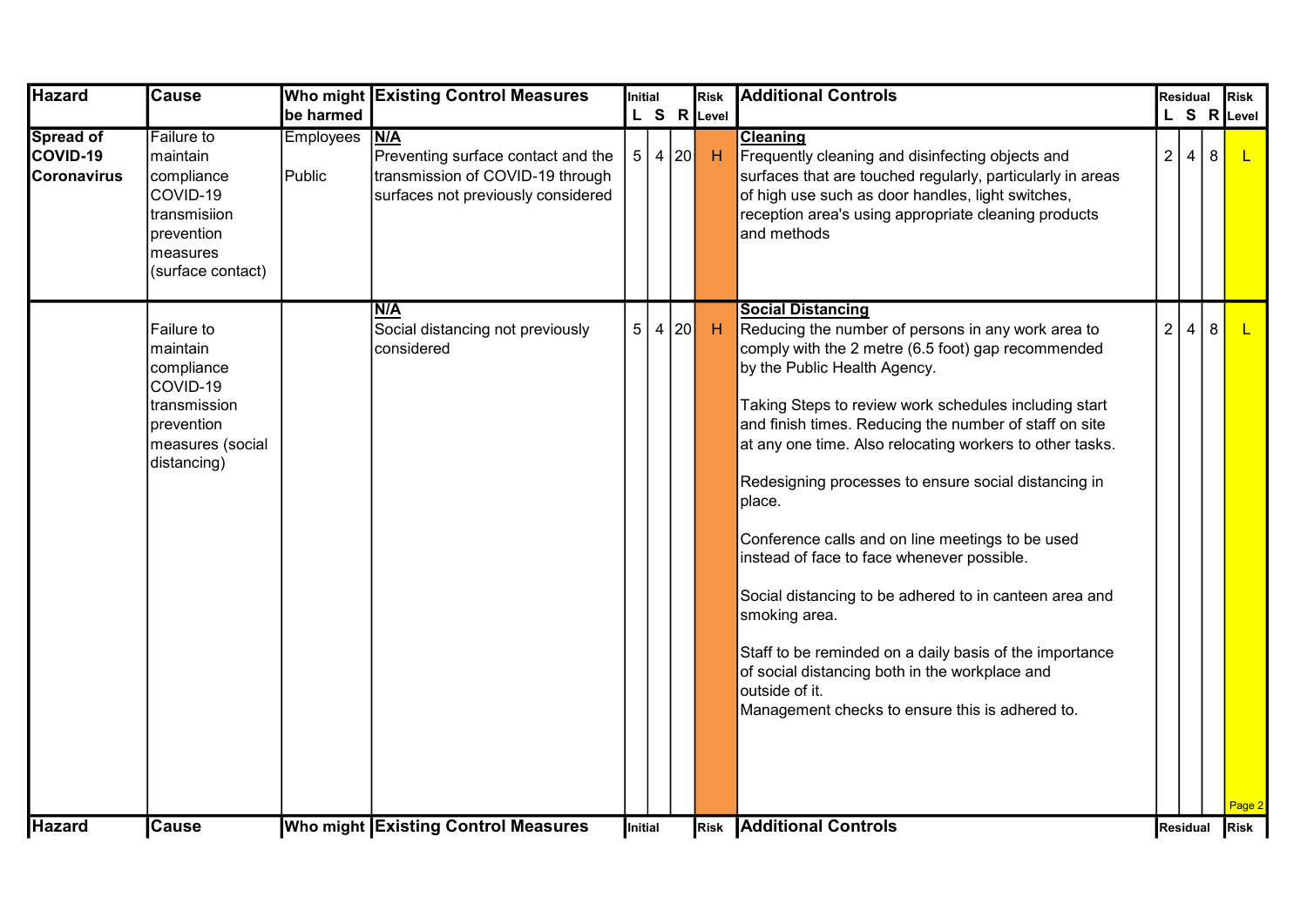| Hazard | Cause | Who might be harmed | Existing Control Measures | Initial L | Initial S | Initial R | Risk Level | Additional Controls | Residual L | Residual S | Residual R | Risk Level |
|---|---|---|---|---|---|---|---|---|---|---|---|---|
| **Spread of COVID-19 Coronavirus** | Failure to maintain compliance COVID-19 transmisiion prevention measures (surface contact) | Employees<br><br>Public | **N/A**<br>Preventing surface contact and the transmission of COVID-19 through surfaces not previously considered | 5 | 4 | 20 | H | **Cleaning**<br>Frequently cleaning and disinfecting objects and surfaces that are touched regularly, particularly in areas of high use such as door handles, light switches, reception area's using appropriate cleaning products and methods | 2 | 4 | 8 | L |
| | Failure to maintain compliance COVID-19 transmission prevention measures (social distancing) | | **N/A**<br>Social distancing not previously considered | 5 | 4 | 20 | H | **Social Distancing**<br>Reducing the number of persons in any work area to comply with the 2 metre (6.5 foot) gap recommended by the Public Health Agency.<br><br>Taking Steps to review work schedules including start and finish times. Reducing the number of staff on site at any one time. Also relocating workers to other tasks.<br><br>Redesigning processes to ensure social distancing in place.<br><br>Conference calls and on line meetings to be used instead of face to face whenever possible.<br><br>Social distancing to be adhered to in canteen area and smoking area.<br><br>Staff to be reminded on a daily basis of the importance of social distancing both in the workplace and outside of it.<br>Management checks to ensure this is adhered to. | 2 | 4 | 8 | L |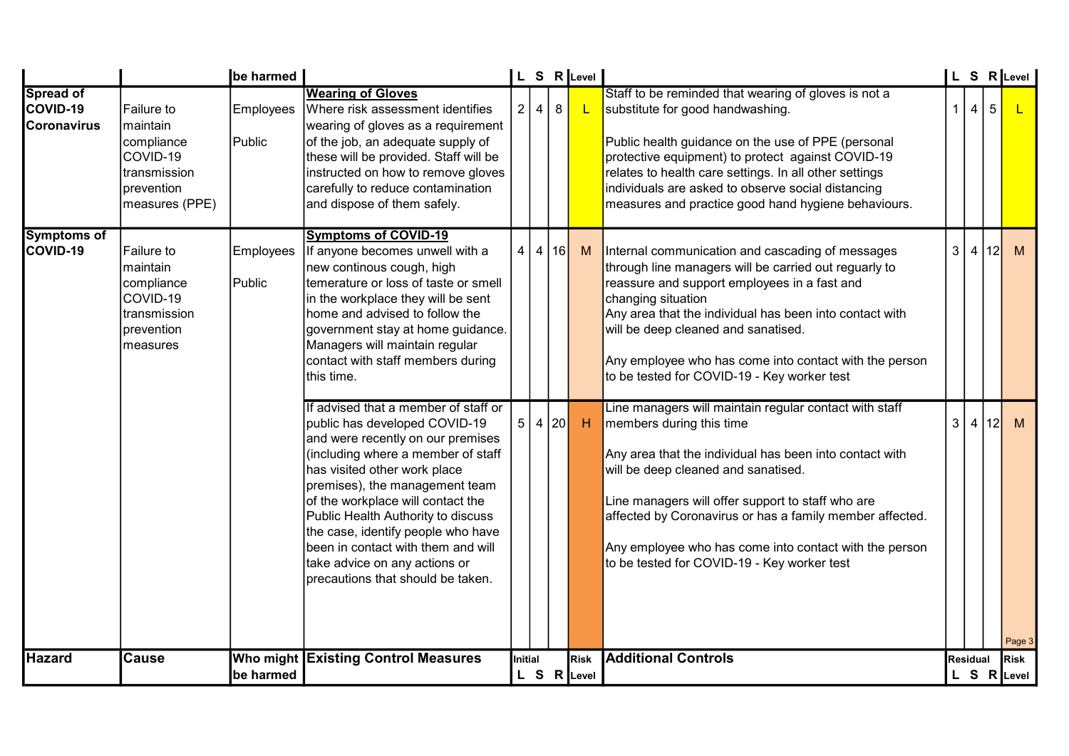| Hazard | Cause | Who might be harmed | Existing Control Measures | Initial L | S | R | Risk Level | Additional Controls | Residual L | S | R | Risk Level |
|---|---|---|---|---|---|---|---|---|---|---|---|---|
| **Spread of COVID-19 Coronavirus** | Failure to maintain compliance COVID-19 transmission prevention measures (PPE) | Employees<br>Public | **Wearing of Gloves**<br>Where risk assessment identifies wearing of gloves as a requirement of the job, an adequate supply of these will be provided. Staff will be instructed on how to remove gloves carefully to reduce contamination and dispose of them safely. | 2 | 4 | 8 | L | Staff to be reminded that wearing of gloves is not a substitute for good handwashing.<br><br>Public health guidance on the use of PPE (personal protective equipment) to protect against COVID-19 relates to health care settings. In all other settings individuals are asked to observe social distancing measures and practice good hand hygiene behaviours. | 1 | 4 | 5 | L |
| **Symptoms of COVID-19** | Failure to maintain compliance COVID-19 transmission prevention measures | Employees<br>Public | **Symptoms of COVID-19**<br>If anyone becomes unwell with a new continous cough, high temerature or loss of taste or smell in the workplace they will be sent home and advised to follow the government stay at home guidance. Managers will maintain regular contact with staff members during this time. | 4 | 4 | 16 | M | Internal communication and cascading of messages through line managers will be carried out reguarly to reassure and support employees in a fast and changing situation<br>Any area that the individual has been into contact with will be deep cleaned and sanatised.<br><br>Any employee who has come into contact with the person to be tested for COVID-19 - Key worker test | 3 | 4 | 12 | M |
| | | | If advised that a member of staff or public has developed COVID-19 and were recently on our premises (including where a member of staff has visited other work place premises), the management team of the workplace will contact the Public Health Authority to discuss the case, identify people who have been in contact with them and will take advice on any actions or precautions that should be taken. | 5 | 4 | 20 | H | Line managers will maintain regular contact with staff members during this time<br><br>Any area that the individual has been into contact with will be deep cleaned and sanatised.<br><br>Line managers will offer support to staff who are affected by Coronavirus or has a family member affected.<br><br>Any employee who has come into contact with the person to be tested for COVID-19 - Key worker test | 3 | 4 | 12 | M |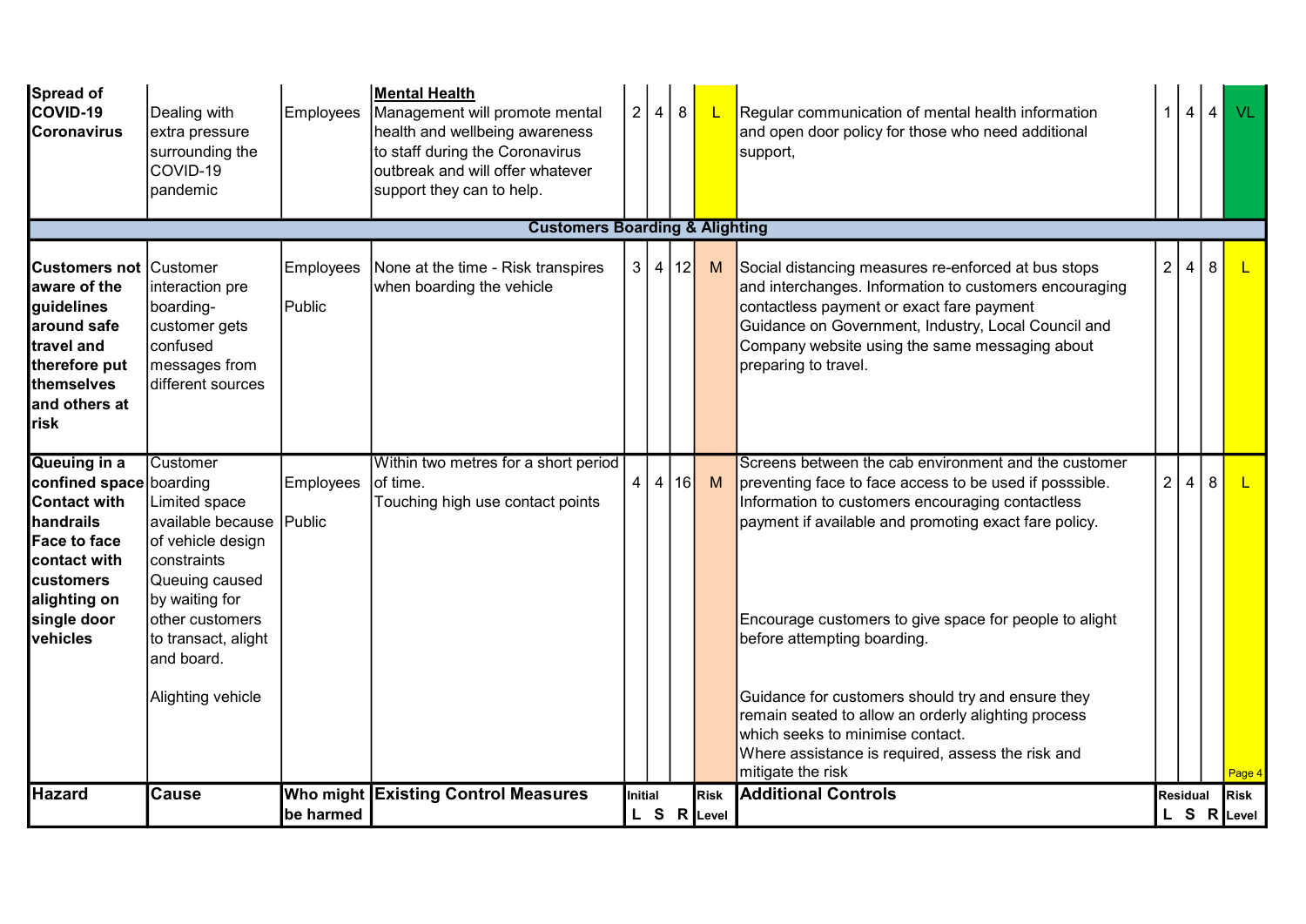| Hazard | Cause | Who might be harmed | Existing Control Measures | Initial L | Initial S | Initial R | Risk Level | Additional Controls | Residual L | Residual S | Residual R | Risk Level |
|---|---|---|---|---|---|---|---|---|---|---|---|---|
| **Spread of COVID-19 Coronavirus** | Dealing with extra pressure surrounding the COVID-19 pandemic | Employees | **Mental Health** Management will promote mental health and wellbeing awareness to staff during the Coronavirus outbreak and will offer whatever support they can to help. | 2 | 4 | 8 | L | Regular communication of mental health information and open door policy for those who need additional support, | 1 | 4 | 4 | VL |
| **Customers Boarding & Alighting** | | | | | | | | | | | | |
| **Customers not aware of the guidelines around safe travel and therefore put themselves and others at risk** | Customer interaction pre boarding- customer gets confused messages from different sources | Employees<br>Public | None at the time - Risk transpires when boarding the vehicle | 3 | 4 | 12 | M | Social distancing measures re-enforced at bus stops and interchanges. Information to customers encouraging contactless payment or exact fare payment<br>Guidance on Government, Industry, Local Council and Company website using the same messaging about preparing to travel. | 2 | 4 | 8 | L |
| **Queuing in a confined space Contact with handrails Face to face contact with customers alighting on single door vehicles** | Customer boarding<br>Limited space available because of vehicle design constraints<br>Queuing caused by waiting for other customers to transact, alight and board.<br><br>Alighting vehicle | Employees<br>Public | Within two metres for a short period of time.<br>Touching high use contact points | 4 | 4 | 16 | M | Screens between the cab environment and the customer preventing face to face access to be used if posssible. Information to customers encouraging contactless payment if available and promoting exact fare policy.<br><br>Encourage customers to give space for people to alight before attempting boarding.<br><br>Guidance for customers should try and ensure they remain seated to allow an orderly alighting process which seeks to minimise contact.<br>Where assistance is required, assess the risk and mitigate the risk | 2 | 4 | 8 | L |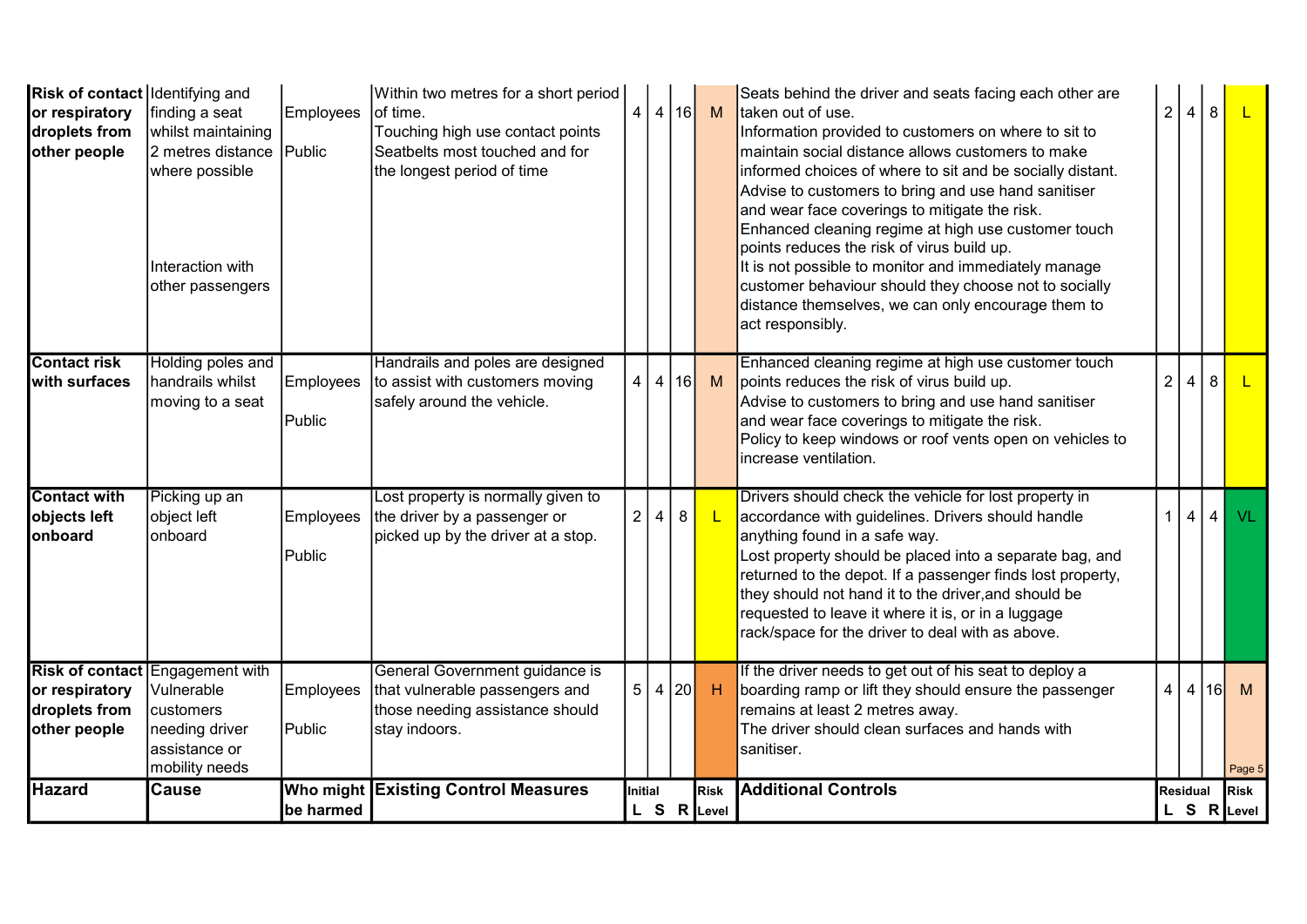| Hazard | Cause | Who might be harmed | Existing Control Measures | Initial L | Initial S | Initial R | Risk Level | Additional Controls | Residual L | Residual S | Residual R | Risk Level |
|---|---|---|---|---|---|---|---|---|---|---|---|---|
| **Risk of contact or respiratory droplets from other people** | Identifying and finding a seat whilst maintaining 2 metres distance where possible<br><br>Interaction with other passengers | Employees<br><br>Public | Within two metres for a short period of time.<br>Touching high use contact points<br>Seatbelts most touched and for the longest period of time | 4 | 4 | 16 | M | Seats behind the driver and seats facing each other are taken out of use.<br>Information provided to customers on where to sit to maintain social distance allows customers to make informed choices of where to sit and be socially distant.<br>Advise to customers to bring and use hand sanitiser and wear face coverings to mitigate the risk.<br>Enhanced cleaning regime at high use customer touch points reduces the risk of virus build up.<br>It is not possible to monitor and immediately manage customer behaviour should they choose not to socially distance themselves, we can only encourage them to act responsibly. | 2 | 4 | 8 | L |
| **Contact risk with surfaces** | Holding poles and handrails whilst moving to a seat | Employees<br><br>Public | Handrails and poles are designed to assist with customers moving safely around the vehicle. | 4 | 4 | 16 | M | Enhanced cleaning regime at high use customer touch points reduces the risk of virus build up.<br>Advise to customers to bring and use hand sanitiser and wear face coverings to mitigate the risk.<br>Policy to keep windows or roof vents open on vehicles to increase ventilation. | 2 | 4 | 8 | L |
| **Contact with objects left onboard** | Picking up an object left onboard | Employees<br><br>Public | Lost property is normally given to the driver by a passenger or picked up by the driver at a stop. | 2 | 4 | 8 | L | Drivers should check the vehicle for lost property in accordance with guidelines. Drivers should handle anything found in a safe way.<br>Lost property should be placed into a separate bag, and returned to the depot. If a passenger finds lost property, they should not hand it to the driver,and should be requested to leave it where it is, or in a luggage rack/space for the driver to deal with as above. | 1 | 4 | 4 | VL |
| **Risk of contact or respiratory droplets from other people** | Engagement with Vulnerable customers needing driver assistance or mobility needs | Employees<br><br>Public | General Government guidance is that vulnerable passengers and those needing assistance should stay indoors. | 5 | 4 | 20 | H | If the driver needs to get out of his seat to deploy a boarding ramp or lift they should ensure the passenger remains at least 2 metres away.<br>The driver should clean surfaces and hands with sanitiser. | 4 | 4 | 16 | M |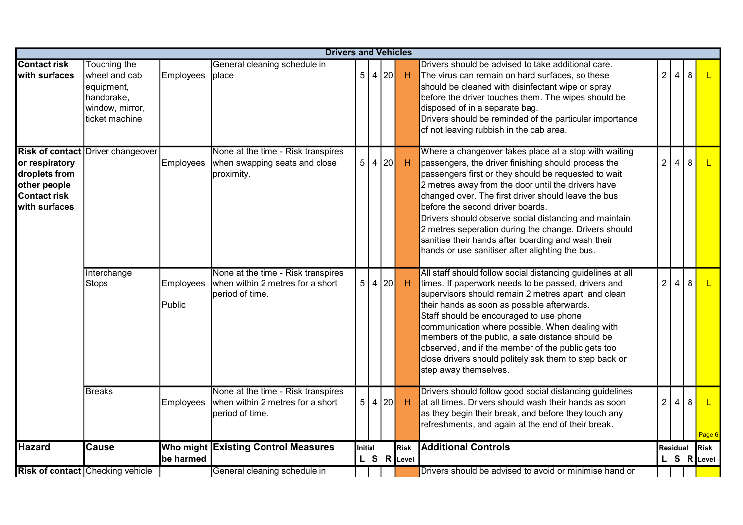| Hazard | Cause | Who might be harmed | Existing Control Measures | Initial L | Initial S | Initial R | Risk Level | Additional Controls | Residual L | Residual S | Residual R | Risk Level |
|---|---|---|---|---|---|---|---|---|---|---|---|---|
| **Drivers and Vehicles** | | | | | | | | | | | | |
| **Contact risk with surfaces** | Touching the wheel and cab equipment, handbrake, window, mirror, ticket machine | Employees | General cleaning schedule in place | 5 | 4 | 20 | H | Drivers should be advised to take additional care. The virus can remain on hard surfaces, so these should be cleaned with disinfectant wipe or spray before the driver touches them. The wipes should be disposed of in a separate bag. Drivers should be reminded of the particular importance of not leaving rubbish in the cab area. | 2 | 4 | 8 | L |
| **Risk of contact or respiratory droplets from other people Contact risk with surfaces** | Driver changeover | Employees | None at the time - Risk transpires when swapping seats and close proximity. | 5 | 4 | 20 | H | Where a changeover takes place at a stop with waiting passengers, the driver finishing should process the passengers first or they should be requested to wait 2 metres away from the door until the drivers have changed over. The first driver should leave the bus before the second driver boards. Drivers should observe social distancing and maintain 2 metres seperation during the change. Drivers should sanitise their hands after boarding and wash their hands or use sanitiser after alighting the bus. | 2 | 4 | 8 | L |
| | Interchange Stops | Employees Public | None at the time - Risk transpires when within 2 metres for a short period of time. | 5 | 4 | 20 | H | All staff should follow social distancing guidelines at all times. If paperwork needs to be passed, drivers and supervisors should remain 2 metres apart, and clean their hands as soon as possible afterwards. Staff should be encouraged to use phone communication where possible. When dealing with members of the public, a safe distance should be observed, and if the member of the public gets too close drivers should politely ask them to step back or step away themselves. | 2 | 4 | 8 | L |
| | Breaks | Employees | None at the time - Risk transpires when within 2 metres for a short period of time. | 5 | 4 | 20 | H | Drivers should follow good social distancing guidelines at all times. Drivers should wash their hands as soon as they begin their break, and before they touch any refreshments, and again at the end of their break. | 2 | 4 | 8 | L |
| **Risk of contact** | Checking vehicle | | General cleaning schedule in | | | | | Drivers should be advised to avoid or minimise hand or | | | | |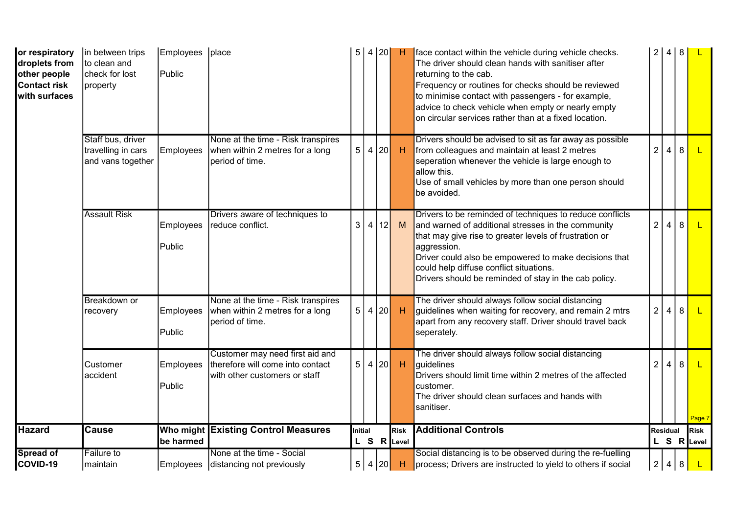| Hazard | Cause | Who might be harmed | Existing Control Measures | Initial L | Initial S | Initial R | Risk Level | Additional Controls | Residual L | Residual S | Residual R | Risk Level |
|---|---|---|---|---|---|---|---|---|---|---|---|---|
| or respiratory droplets from other people Contact risk with surfaces | in between trips to clean and check for lost property | Employees Public | place | 5 | 4 | 20 | H | face contact within the vehicle during vehicle checks. The driver should clean hands with sanitiser after returning to the cab. Frequency or routines for checks should be reviewed to minimise contact with passengers - for example, advice to check vehicle when empty or nearly empty on circular services rather than at a fixed location. | 2 | 4 | 8 | L |
| | Staff bus, driver travelling in cars and vans together | Employees | None at the time - Risk transpires when within 2 metres for a long period of time. | 5 | 4 | 20 | H | Drivers should be advised to sit as far away as possible from colleagues and maintain at least 2 metres seperation whenever the vehicle is large enough to allow this. Use of small vehicles by more than one person should be avoided. | 2 | 4 | 8 | L |
| | Assault Risk | Employees Public | Drivers aware of techniques to reduce conflict. | 3 | 4 | 12 | M | Drivers to be reminded of techniques to reduce conflicts and warned of additional stresses in the community that may give rise to greater levels of frustration or aggression. Driver could also be empowered to make decisions that could help diffuse conflict situations. Drivers should be reminded of stay in the cab policy. | 2 | 4 | 8 | L |
| | Breakdown or recovery | Employees Public | None at the time - Risk transpires when within 2 metres for a long period of time. | 5 | 4 | 20 | H | The driver should always follow social distancing guidelines when waiting for recovery, and remain 2 mtrs apart from any recovery staff. Driver should travel back seperately. | 2 | 4 | 8 | L |
| | Customer accident | Employees Public | Customer may need first aid and therefore will come into contact with other customers or staff | 5 | 4 | 20 | H | The driver should always follow social distancing guidelines Drivers should limit time within 2 metres of the affected customer. The driver should clean surfaces and hands with sanitiser. | 2 | 4 | 8 | L |

| Hazard | Cause | Who might be harmed | Existing Control Measures | Initial L | Initial S | Initial R | Risk Level | Additional Controls | Residual L | Residual S | Residual R | Risk Level |
|---|---|---|---|---|---|---|---|---|---|---|---|---|
| Spread of COVID-19 | Failure to maintain | Employees | None at the time - Social distancing not previously | 5 | 4 | 20 | H | Social distancing is to be observed during the re-fuelling process; Drivers are instructed to yield to others if social | 2 | 4 | 8 | L |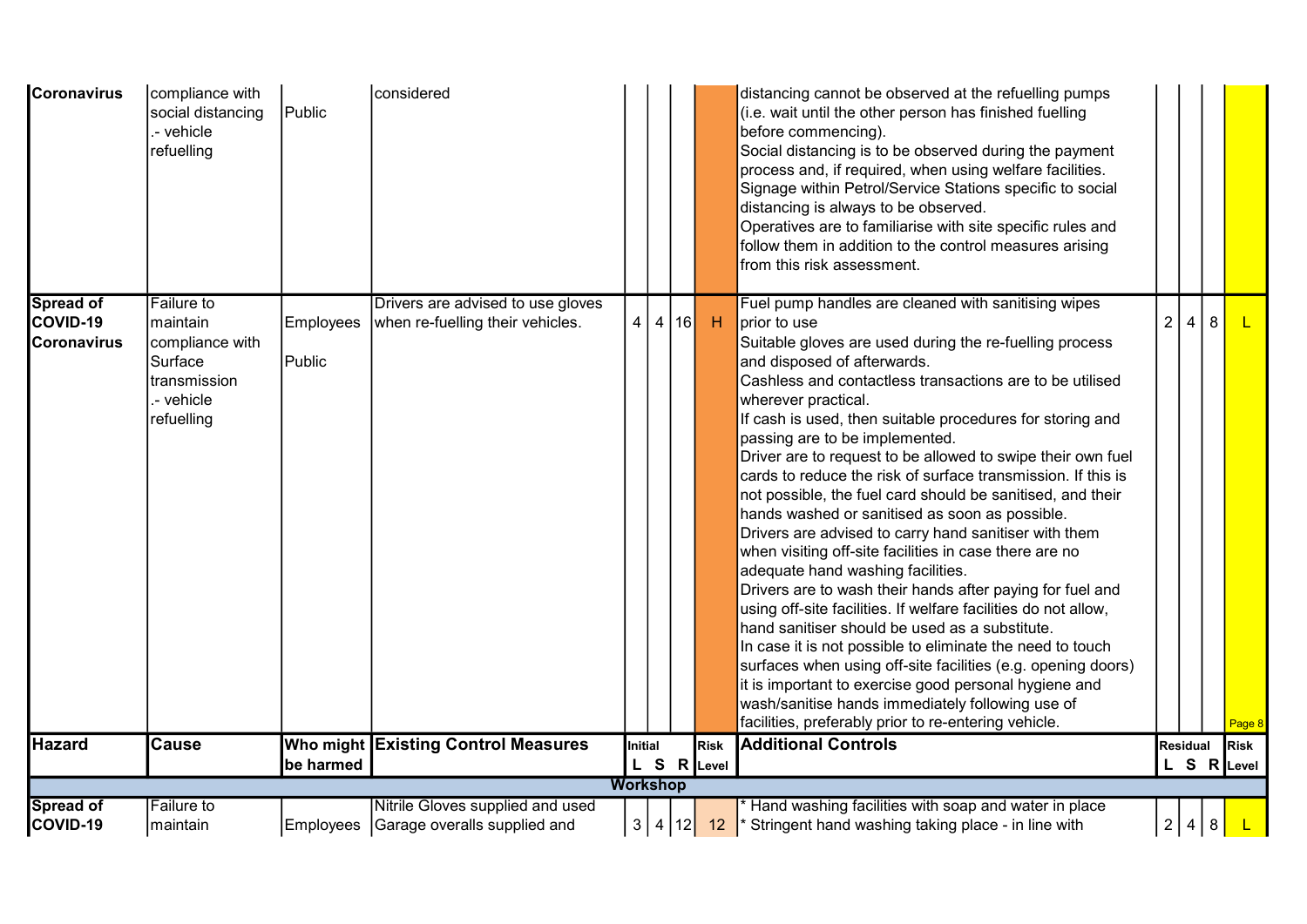| Hazard | Cause | Who might be harmed | Existing Control Measures | Initial L | Initial S | Initial R | Risk Level | Additional Controls | Residual L | Residual S | Residual R | Risk Level |
|---|---|---|---|---|---|---|---|---|---|---|---|---|
| Coronavirus | compliance with social distancing .- vehicle refuelling | Public | considered | | | | | distancing cannot be observed at the refuelling pumps (i.e. wait until the other person has finished fuelling before commencing). Social distancing is to be observed during the payment process and, if required, when using welfare facilities. Signage within Petrol/Service Stations specific to social distancing is always to be observed. Operatives are to familiarise with site specific rules and follow them in addition to the control measures arising from this risk assessment. | | | | |
| Spread of COVID-19 Coronavirus | Failure to maintain compliance with Surface transmission .- vehicle refuelling | Employees Public | Drivers are advised to use gloves when re-fuelling their vehicles. | 4 | 4 | 16 | H | Fuel pump handles are cleaned with sanitising wipes prior to use Suitable gloves are used during the re-fuelling process and disposed of afterwards. Cashless and contactless transactions are to be utilised wherever practical. If cash is used, then suitable procedures for storing and passing are to be implemented. Driver are to request to be allowed to swipe their own fuel cards to reduce the risk of surface transmission. If this is not possible, the fuel card should be sanitised, and their hands washed or sanitised as soon as possible. Drivers are advised to carry hand sanitiser with them when visiting off-site facilities in case there are no adequate hand washing facilities. Drivers are to wash their hands after paying for fuel and using off-site facilities. If welfare facilities do not allow, hand sanitiser should be used as a substitute. In case it is not possible to eliminate the need to touch surfaces when using off-site facilities (e.g. opening doors) it is important to exercise good personal hygiene and wash/sanitise hands immediately following use of facilities, preferably prior to re-entering vehicle. | 2 | 4 | 8 | L |

| Hazard | Cause | Who might be harmed | Existing Control Measures | Initial L | Initial S | Initial R | Risk Level | Additional Controls | Residual L | Residual S | Residual R | Risk Level |
|---|---|---|---|---|---|---|---|---|---|---|---|---|
| **Workshop** | | | | | | | | | | | | |
| Spread of COVID-19 | Failure to maintain | Employees | Nitrile Gloves supplied and used Garage overalls supplied and | 3 | 4 | 12 | 12 | * Hand washing facilities with soap and water in place * Stringent hand washing taking place - in line with | 2 | 4 | 8 | L |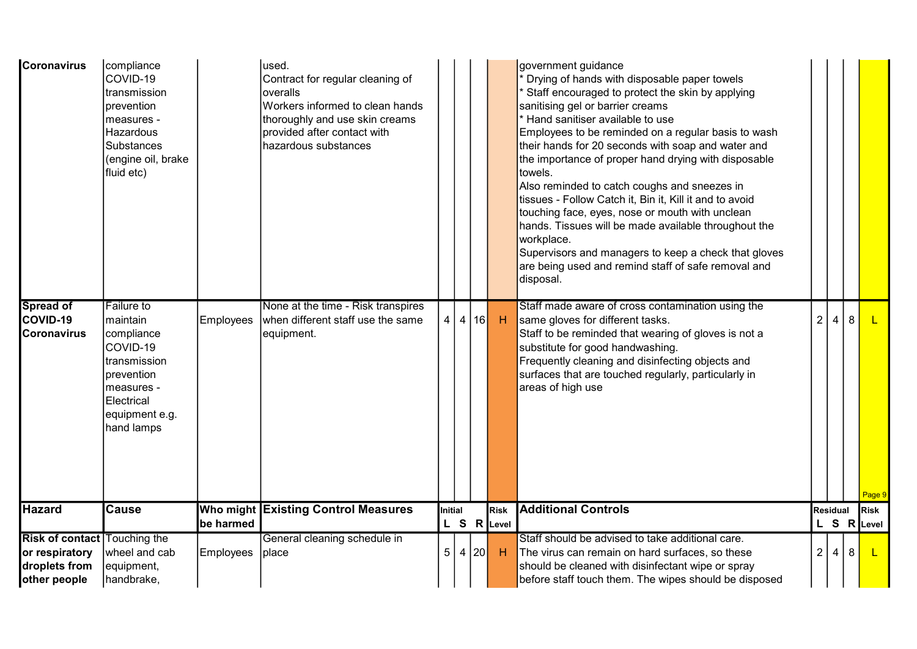| Hazard | Cause | Who might be harmed | Existing Control Measures | Initial L | Initial S | Initial R | Risk Level | Additional Controls | Residual L | Residual S | Residual R | Risk Level |
|---|---|---|---|---|---|---|---|---|---|---|---|---|
| Coronavirus | compliance COVID-19 transmission prevention measures - Hazardous Substances (engine oil, brake fluid etc) | | used. Contract for regular cleaning of overalls Workers informed to clean hands thoroughly and use skin creams provided after contact with hazardous substances | | | | | government guidance * Drying of hands with disposable paper towels * Staff encouraged to protect the skin by applying sanitising gel or barrier creams * Hand sanitiser available to use Employees to be reminded on a regular basis to wash their hands for 20 seconds with soap and water and the importance of proper hand drying with disposable towels. Also reminded to catch coughs and sneezes in tissues - Follow Catch it, Bin it, Kill it and to avoid touching face, eyes, nose or mouth with unclean hands. Tissues will be made available throughout the workplace. Supervisors and managers to keep a check that gloves are being used and remind staff of safe removal and disposal. | | | | |
| Spread of COVID-19 Coronavirus | Failure to maintain compliance COVID-19 transmission prevention measures - Electrical equipment e.g. hand lamps | Employees | None at the time - Risk transpires when different staff use the same equipment. | 4 | 4 | 16 | H | Staff made aware of cross contamination using the same gloves for different tasks. Staff to be reminded that wearing of gloves is not a substitute for good handwashing. Frequently cleaning and disinfecting objects and surfaces that are touched regularly, particularly in areas of high use | 2 | 4 | 8 | L |

| Hazard | Cause | Who might be harmed | Existing Control Measures | Initial L | Initial S | Initial R | Risk Level | Additional Controls | Residual L | Residual S | Residual R | Risk Level |
|---|---|---|---|---|---|---|---|---|---|---|---|---|
| Risk of contact or respiratory droplets from other people | Touching the wheel and cab equipment, handbrake, | Employees | General cleaning schedule in place | 5 | 4 | 20 | H | Staff should be advised to take additional care. The virus can remain on hard surfaces, so these should be cleaned with disinfectant wipe or spray before staff touch them. The wipes should be disposed | 2 | 4 | 8 | L |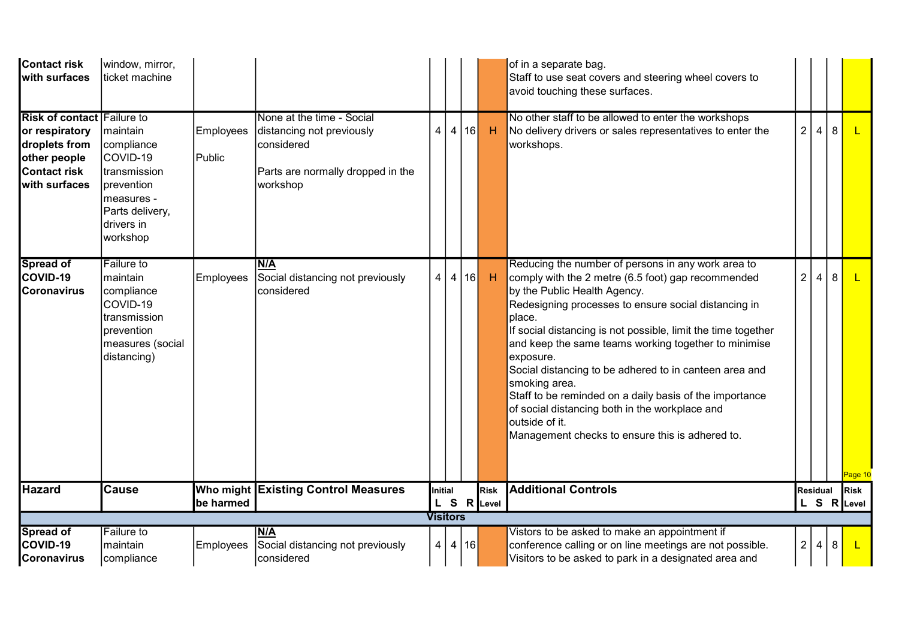| Hazard | Cause | Who might be harmed | Existing Control Measures | Initial L | Initial S | Initial R | Risk Level | Additional Controls | Residual L | Residual S | Residual R | Risk Level |
|---|---|---|---|---|---|---|---|---|---|---|---|---|
| Contact risk with surfaces | window, mirror, ticket machine | | | | | | | of in a separate bag. Staff to use seat covers and steering wheel covers to avoid touching these surfaces. | | | | |
| Risk of contact or respiratory droplets from other people Contact risk with surfaces | Failure to maintain compliance COVID-19 transmission prevention measures - Parts delivery, drivers in workshop | Employees Public | None at the time - Social distancing not previously considered<br><br>Parts are normally dropped in the workshop | 4 | 4 | 16 | H | No other staff to be allowed to enter the workshops No delivery drivers or sales representatives to enter the workshops. | 2 | 4 | 8 | L |
| Spread of COVID-19 Coronavirus | Failure to maintain compliance COVID-19 transmission prevention measures (social distancing) | Employees | **N/A** Social distancing not previously considered | 4 | 4 | 16 | H | Reducing the number of persons in any work area to comply with the 2 metre (6.5 foot) gap recommended by the Public Health Agency.<br>Redesigning processes to ensure social distancing in place.<br>If social distancing is not possible, limit the time together and keep the same teams working together to minimise exposure.<br>Social distancing to be adhered to in canteen area and smoking area.<br>Staff to be reminded on a daily basis of the importance of social distancing both in the workplace and outside of it.<br>Management checks to ensure this is adhered to. | 2 | 4 | 8 | L |

| Hazard | Cause | Who might be harmed | Existing Control Measures | Initial L | Initial S | Initial R | Risk Level | Additional Controls | Residual L | Residual S | Residual R | Risk Level |
|---|---|---|---|---|---|---|---|---|---|---|---|---|
| **Visitors** | | | | | | | | | | | | |
| Spread of COVID-19 Coronavirus | Failure to maintain compliance | Employees | **N/A** Social distancing not previously considered | 4 | 4 | 16 | | Vistors to be asked to make an appointment if conference calling or on line meetings are not possible. Visitors to be asked to park in a designated area and | 2 | 4 | 8 | L |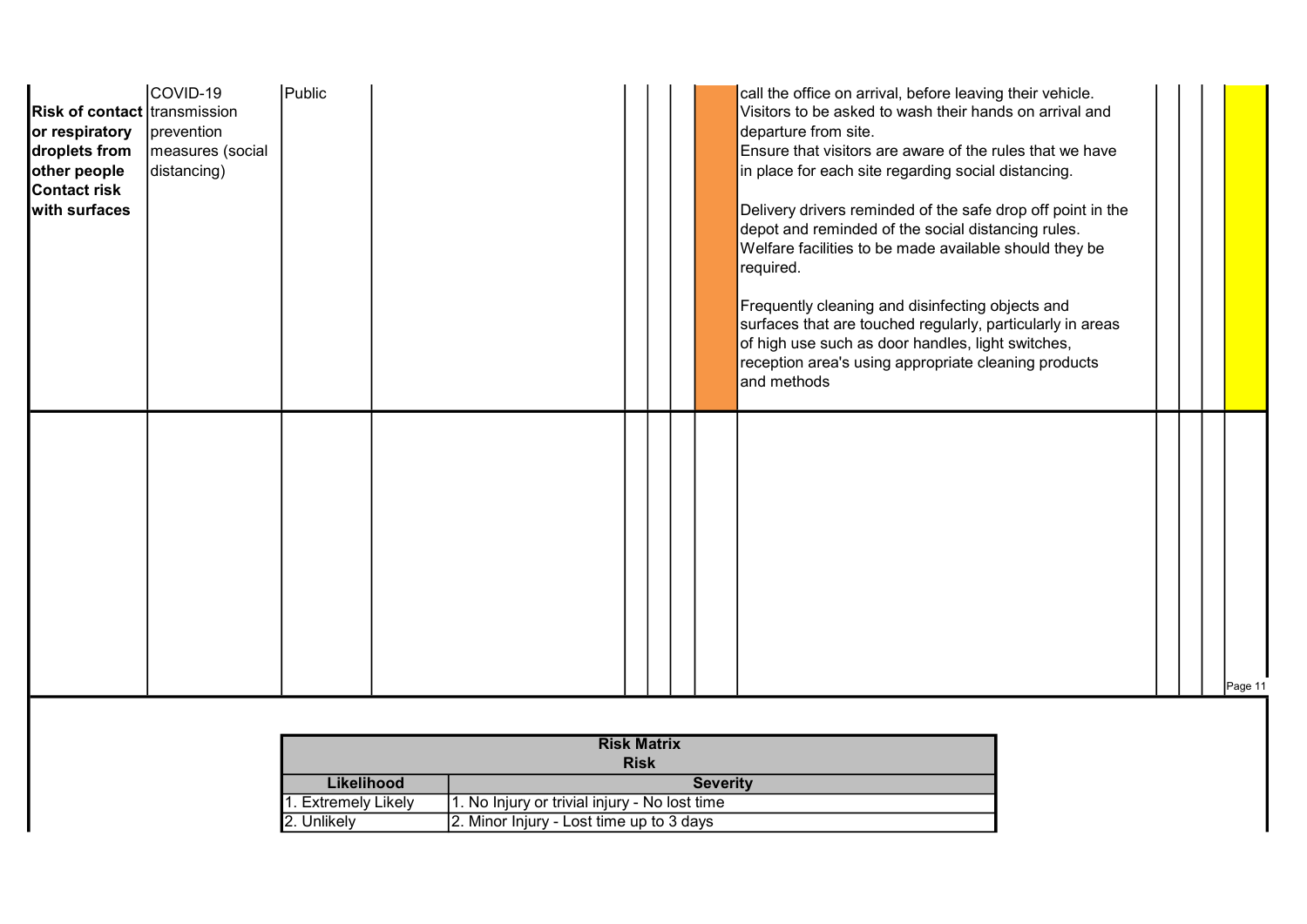| | | | | | | | | | | | | |
|---|---|---|---|---|---|---|---|---|---|---|---|---|
| **Risk of contact or respiratory droplets from other people Contact risk with surfaces** | COVID-19 transmission prevention measures (social distancing) | Public | | | | | | call the office on arrival, before leaving their vehicle.<br>Visitors to be asked to wash their hands on arrival and departure from site.<br>Ensure that visitors are aware of the rules that we have in place for each site regarding social distancing.<br><br>Delivery drivers reminded of the safe drop off point in the depot and reminded of the social distancing rules.<br>Welfare facilities to be made available should they be required.<br><br>Frequently cleaning and disinfecting objects and surfaces that are touched regularly, particularly in areas of high use such as door handles, light switches, reception area's using appropriate cleaning products and methods | | | | |
| | | | | | | | | | | | | |

| **Risk Matrix**<br>**Risk** | |
|---|---|
| **Likelihood** | **Severity** |
| 1. Extremely Likely | 1. No Injury or trivial injury - No lost time |
| 2. Unlikely | 2. Minor Injury - Lost time up to 3 days |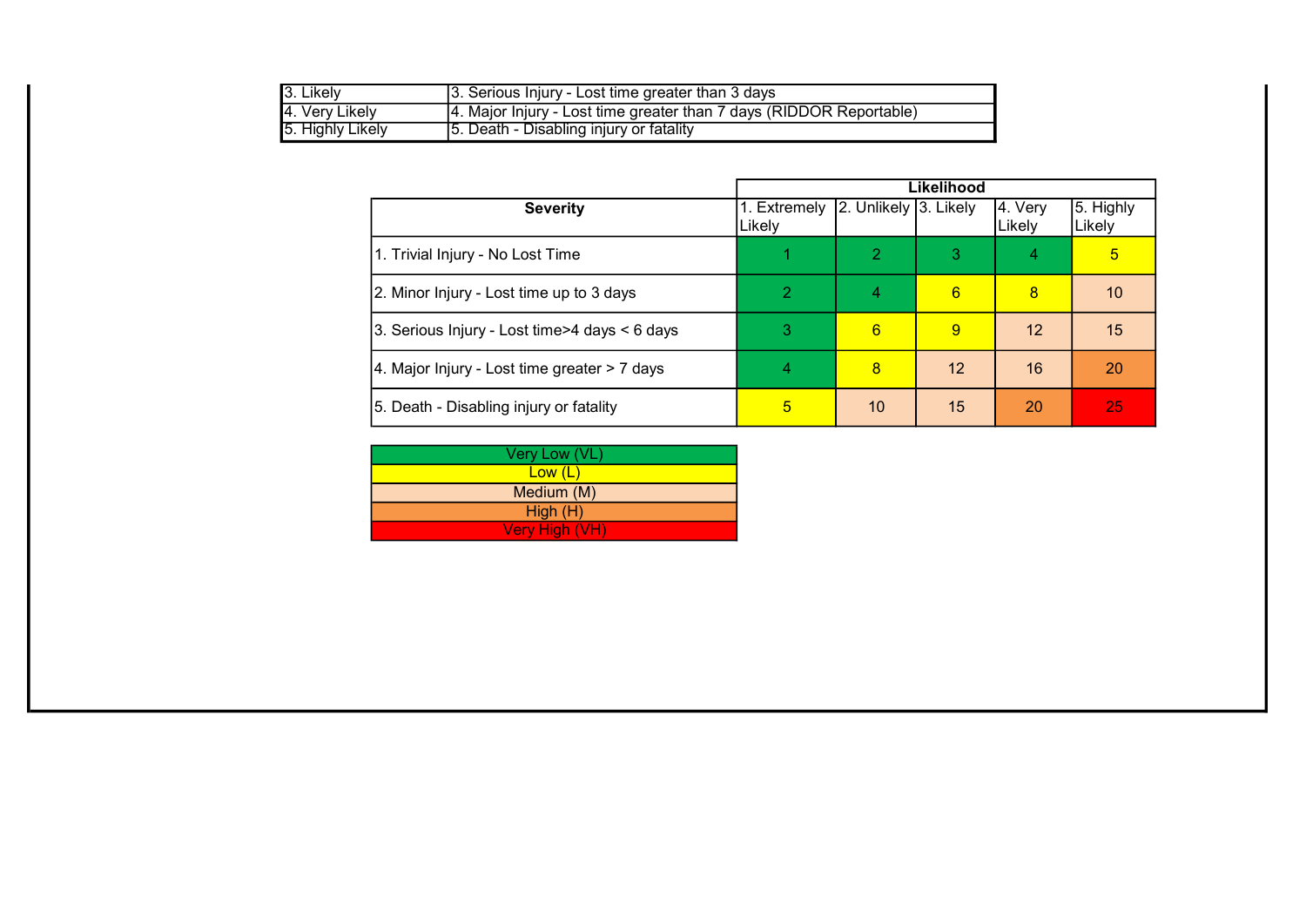| | |
|---|---|
| 3. Likely | 3. Serious Injury - Lost time greater than 3 days |
| 4. Very Likely | 4. Major Injury - Lost time greater than 7 days (RIDDOR Reportable) |
| 5. Highly Likely | 5. Death - Disabling injury or fatality |

| | Likelihood | | | | |
|---|---|---|---|---|---|
| **Severity** | 1. Extremely Likely | 2. Unlikely | 3. Likely | 4. Very Likely | 5. Highly Likely |
| 1. Trivial Injury - No Lost Time | 1 | 2 | 3 | 4 | 5 |
| 2. Minor Injury - Lost time up to 3 days | 2 | 4 | 6 | 8 | 10 |
| 3. Serious Injury - Lost time>4 days < 6 days | 3 | 6 | 9 | 12 | 15 |
| 4. Major Injury - Lost time greater > 7 days | 4 | 8 | 12 | 16 | 20 |
| 5. Death - Disabling injury or fatality | 5 | 10 | 15 | 20 | 25 |

| |
|---|
| Very Low (VL) |
| Low (L) |
| Medium (M) |
| High (H) |
| Very High (VH) |